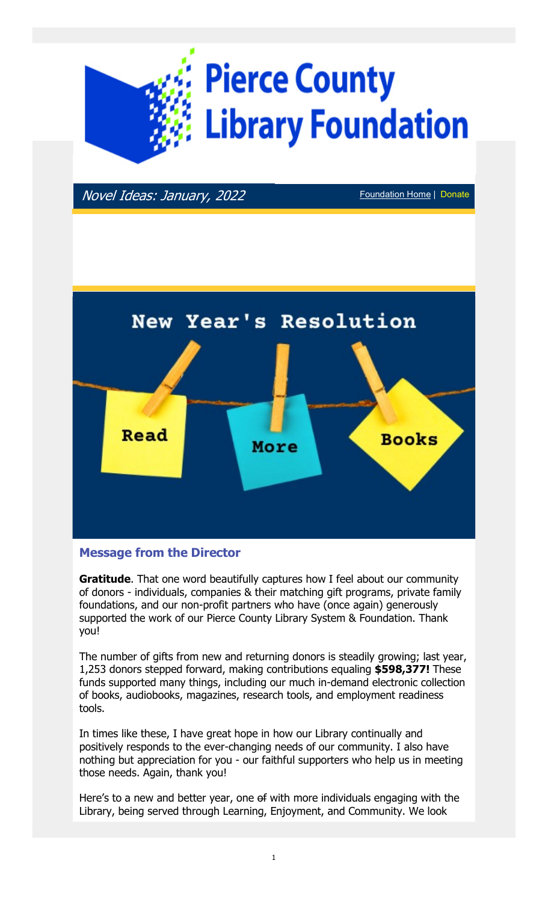# Pierce County Library Foundation

*Novel Ideas: January, 2022*

Foundation Home | Donate

New Year's Resolution

Read More Books

## Message from the Director

**Gratitude**. That one word beautifully captures how I feel about our community of donors - individuals, companies & their matching gift programs, private family foundations, and our non-profit partners who have (once again) generously supported the work of our Pierce County Library System & Foundation. Thank you!

The number of gifts from new and returning donors is steadily growing; last year, 1,253 donors stepped forward, making contributions equaling **$598,377!** These funds supported many things, including our much in-demand electronic collection of books, audiobooks, magazines, research tools, and employment readiness tools.

In times like these, I have great hope in how our Library continually and positively responds to the ever-changing needs of our community. I also have nothing but appreciation for you - our faithful supporters who help us in meeting those needs. Again, thank you!

Here's to a new and better year, one ~~of~~ with more individuals engaging with the Library, being served through Learning, Enjoyment, and Community. We look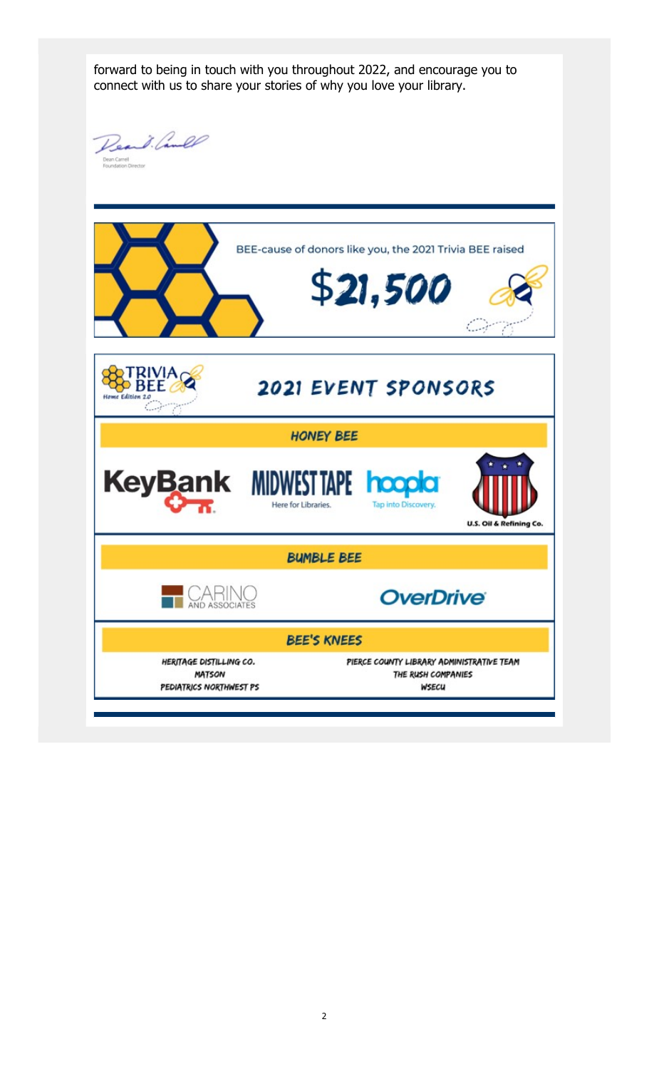forward to being in touch with you throughout 2022, and encourage you to connect with us to share your stories of why you love your library.

Dean Carrell
Foundation Director

---

BEE-cause of donors like you, the 2021 Trivia BEE raised

# $21,500

TRIVIA BEE
Home Edition 2.0

## 2021 EVENT SPONSORS

### HONEY BEE

KeyBank

MIDWEST TAPE
Here for Libraries.

hoopla
Tap into Discovery.

U.S. Oil & Refining Co.

### BUMBLE BEE

CARINO AND ASSOCIATES

OverDrive

### BEE'S KNEES

HERITAGE DISTILLING CO.
MATSON
PEDIATRICS NORTHWEST PS

PIERCE COUNTY LIBRARY ADMINISTRATIVE TEAM
THE RUSH COMPANIES
WSECU

---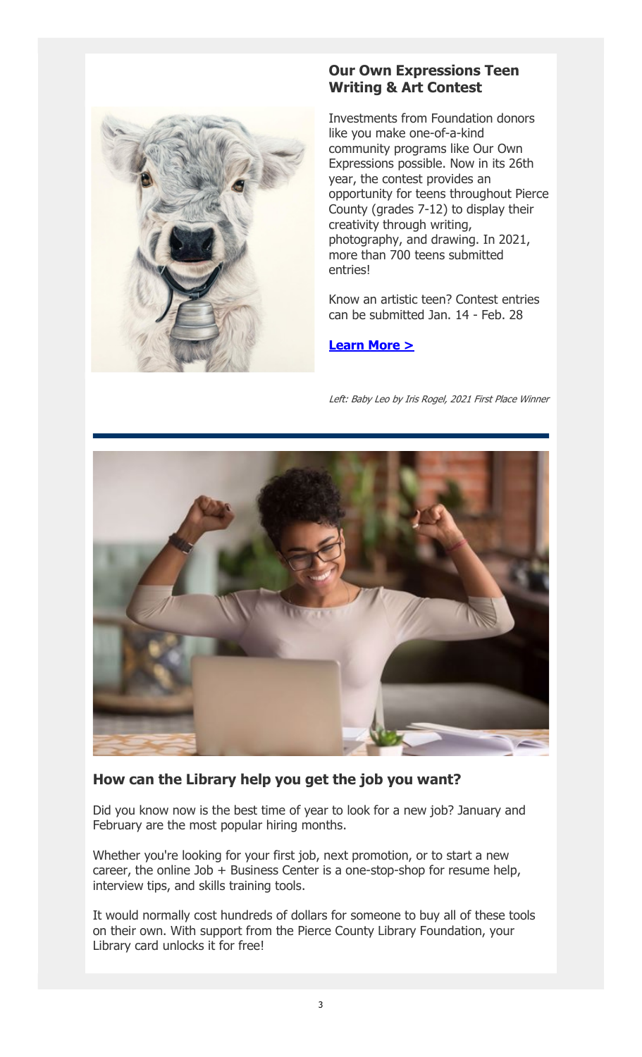## Our Own Expressions Teen Writing & Art Contest

Investments from Foundation donors like you make one-of-a-kind community programs like Our Own Expressions possible. Now in its 26th year, the contest provides an opportunity for teens throughout Pierce County (grades 7-12) to display their creativity through writing, photography, and drawing. In 2021, more than 700 teens submitted entries!

Know an artistic teen? Contest entries can be submitted Jan. 14 - Feb. 28

**Learn More >**

*Left: Baby Leo by Iris Rogel, 2021 First Place Winner*

## How can the Library help you get the job you want?

Did you know now is the best time of year to look for a new job? January and February are the most popular hiring months.

Whether you're looking for your first job, next promotion, or to start a new career, the online Job + Business Center is a one-stop-shop for resume help, interview tips, and skills training tools.

It would normally cost hundreds of dollars for someone to buy all of these tools on their own. With support from the Pierce County Library Foundation, your Library card unlocks it for free!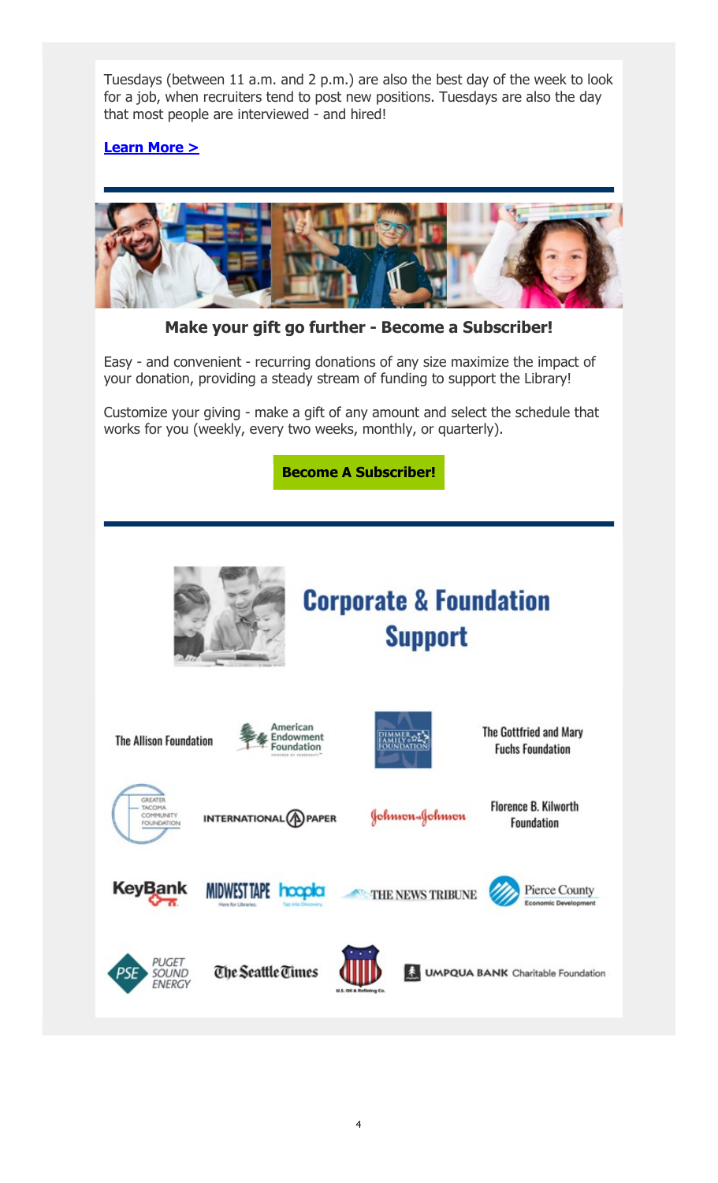Tuesdays (between 11 a.m. and 2 p.m.) are also the best day of the week to look for a job, when recruiters tend to post new positions. Tuesdays are also the day that most people are interviewed - and hired!

**Learn More >**

---

**Make your gift go further - Become a Subscriber!**

Easy - and convenient - recurring donations of any size maximize the impact of your donation, providing a steady stream of funding to support the Library!

Customize your giving - make a gift of any amount and select the schedule that works for you (weekly, every two weeks, monthly, or quarterly).

**Become A Subscriber!**

---

## Corporate & Foundation Support

The Allison Foundation

American Endowment Foundation

Dimmer Family Foundation

The Gottfried and Mary Fuchs Foundation

Greater Tacoma Community Foundation

International Paper

Johnson & Johnson

Florence B. Kilworth Foundation

KeyBank

Midwest Tape / hoopla

The News Tribune

Pierce County Economic Development

Puget Sound Energy

The Seattle Times

U.S. Oil & Refining Co.

Umpqua Bank Charitable Foundation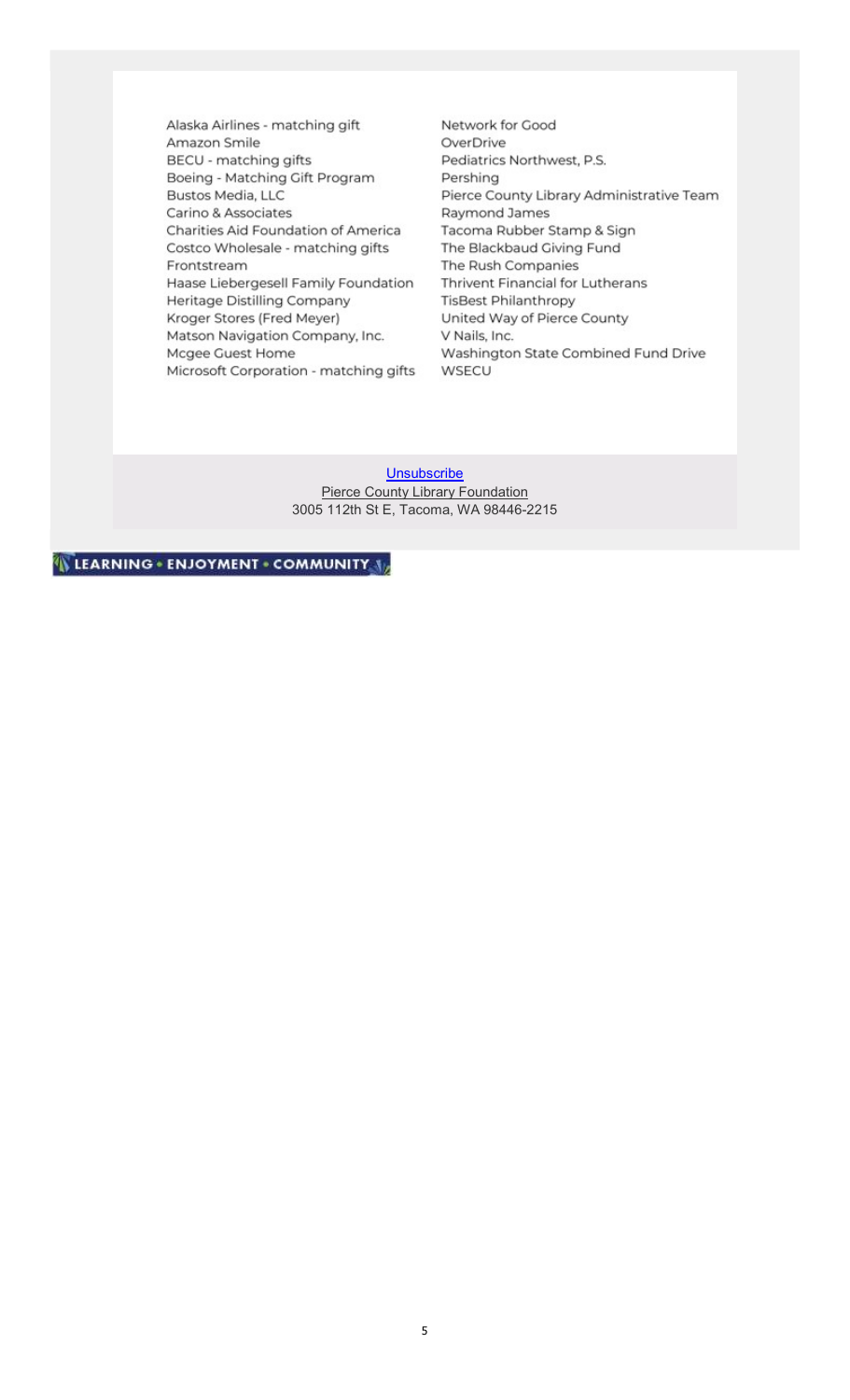Alaska Airlines - matching gift
Amazon Smile
BECU - matching gifts
Boeing - Matching Gift Program
Bustos Media, LLC
Carino & Associates
Charities Aid Foundation of America
Costco Wholesale - matching gifts
Frontstream
Haase Liebergesell Family Foundation
Heritage Distilling Company
Kroger Stores (Fred Meyer)
Matson Navigation Company, Inc.
Mcgee Guest Home
Microsoft Corporation - matching gifts
Network for Good
OverDrive
Pediatrics Northwest, P.S.
Pershing
Pierce County Library Administrative Team
Raymond James
Tacoma Rubber Stamp & Sign
The Blackbaud Giving Fund
The Rush Companies
Thrivent Financial for Lutherans
TisBest Philanthropy
United Way of Pierce County
V Nails, Inc.
Washington State Combined Fund Drive
WSECU

Unsubscribe
Pierce County Library Foundation
3005 112th St E, Tacoma, WA 98446-2215

LEARNING • ENJOYMENT • COMMUNITY